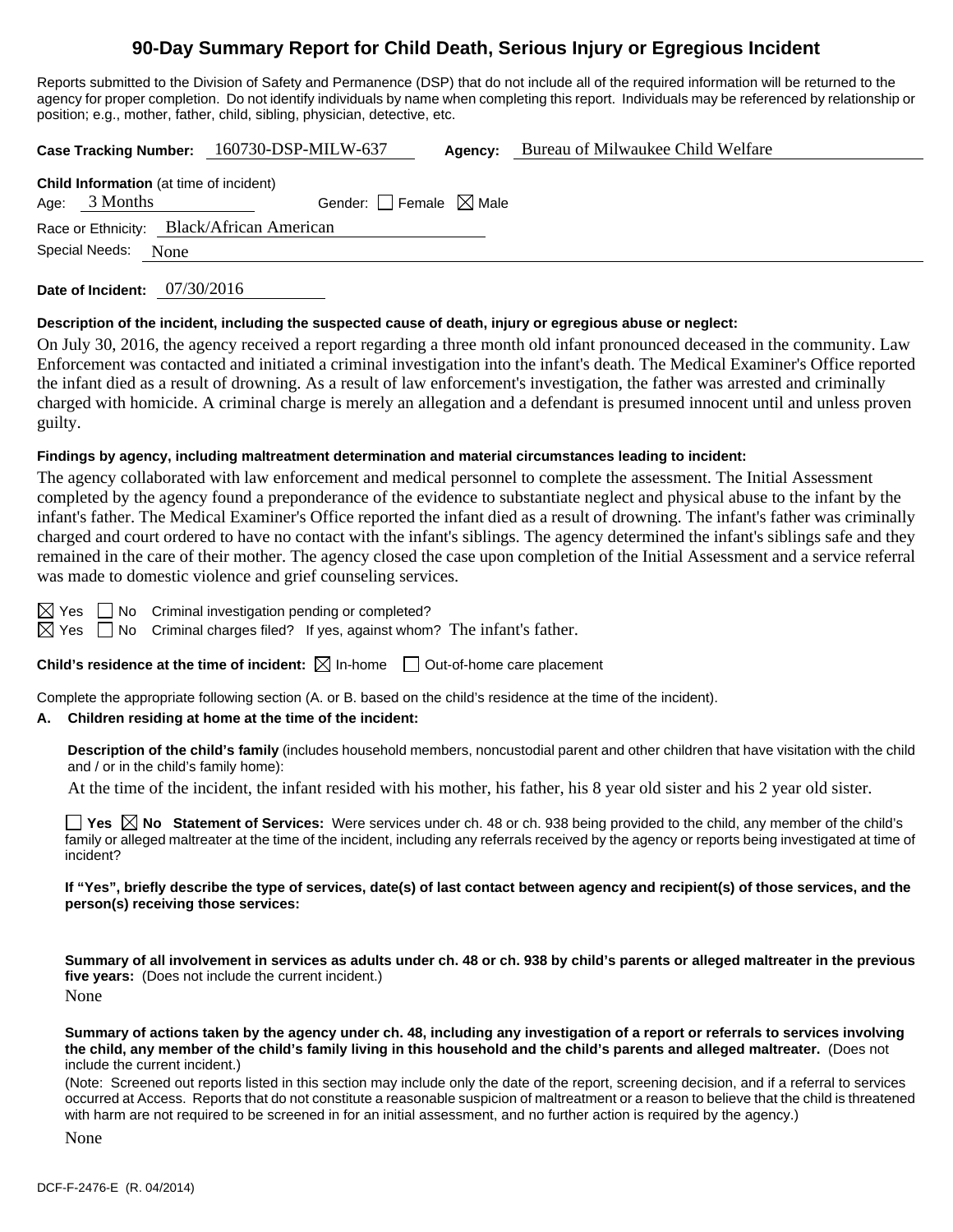# 90-Day Summary Report for Child Death, Serious Injury or Egregious Incident

Reports submitted to the Division of Safety and Permanence (DSP) that do not include all of the required information will be returned to the agency for proper completion. Do not identify individuals by name when completing this report. Individuals may be referenced by relationship or position; e.g., mother, father, child, sibling, physician, detective, etc.

**Case Tracking Number:** 160730-DSP-MILW-637 **Agency:** Bureau of Milwaukee Child Welfare

**Child Information** (at time of incident)
Age: 3 Months Gender: ☐ Female ☒ Male
Race or Ethnicity: Black/African American
Special Needs: None

**Date of Incident:** 07/30/2016

**Description of the incident, including the suspected cause of death, injury or egregious abuse or neglect:**

On July 30, 2016, the agency received a report regarding a three month old infant pronounced deceased in the community. Law Enforcement was contacted and initiated a criminal investigation into the infant's death. The Medical Examiner's Office reported the infant died as a result of drowning. As a result of law enforcement's investigation, the father was arrested and criminally charged with homicide. A criminal charge is merely an allegation and a defendant is presumed innocent until and unless proven guilty.

**Findings by agency, including maltreatment determination and material circumstances leading to incident:**

The agency collaborated with law enforcement and medical personnel to complete the assessment. The Initial Assessment completed by the agency found a preponderance of the evidence to substantiate neglect and physical abuse to the infant by the infant's father. The Medical Examiner's Office reported the infant died as a result of drowning. The infant's father was criminally charged and court ordered to have no contact with the infant's siblings. The agency determined the infant's siblings safe and they remained in the care of their mother. The agency closed the case upon completion of the Initial Assessment and a service referral was made to domestic violence and grief counseling services.

☒ Yes ☐ No Criminal investigation pending or completed?
☒ Yes ☐ No Criminal charges filed? If yes, against whom? The infant's father.

**Child's residence at the time of incident:** ☒ In-home ☐ Out-of-home care placement

Complete the appropriate following section (A. or B. based on the child's residence at the time of the incident).

**A. Children residing at home at the time of the incident:**

**Description of the child's family** (includes household members, noncustodial parent and other children that have visitation with the child and / or in the child's family home):

At the time of the incident, the infant resided with his mother, his father, his 8 year old sister and his 2 year old sister.

☐ **Yes** ☒ **No** **Statement of Services:** Were services under ch. 48 or ch. 938 being provided to the child, any member of the child's family or alleged maltreater at the time of the incident, including any referrals received by the agency or reports being investigated at time of incident?

**If "Yes", briefly describe the type of services, date(s) of last contact between agency and recipient(s) of those services, and the person(s) receiving those services:**

**Summary of all involvement in services as adults under ch. 48 or ch. 938 by child's parents or alleged maltreater in the previous five years:** (Does not include the current incident.)

None

**Summary of actions taken by the agency under ch. 48, including any investigation of a report or referrals to services involving the child, any member of the child's family living in this household and the child's parents and alleged maltreater.** (Does not include the current incident.)

(Note: Screened out reports listed in this section may include only the date of the report, screening decision, and if a referral to services occurred at Access. Reports that do not constitute a reasonable suspicion of maltreatment or a reason to believe that the child is threatened with harm are not required to be screened in for an initial assessment, and no further action is required by the agency.)

None

DCF-F-2476-E (R. 04/2014)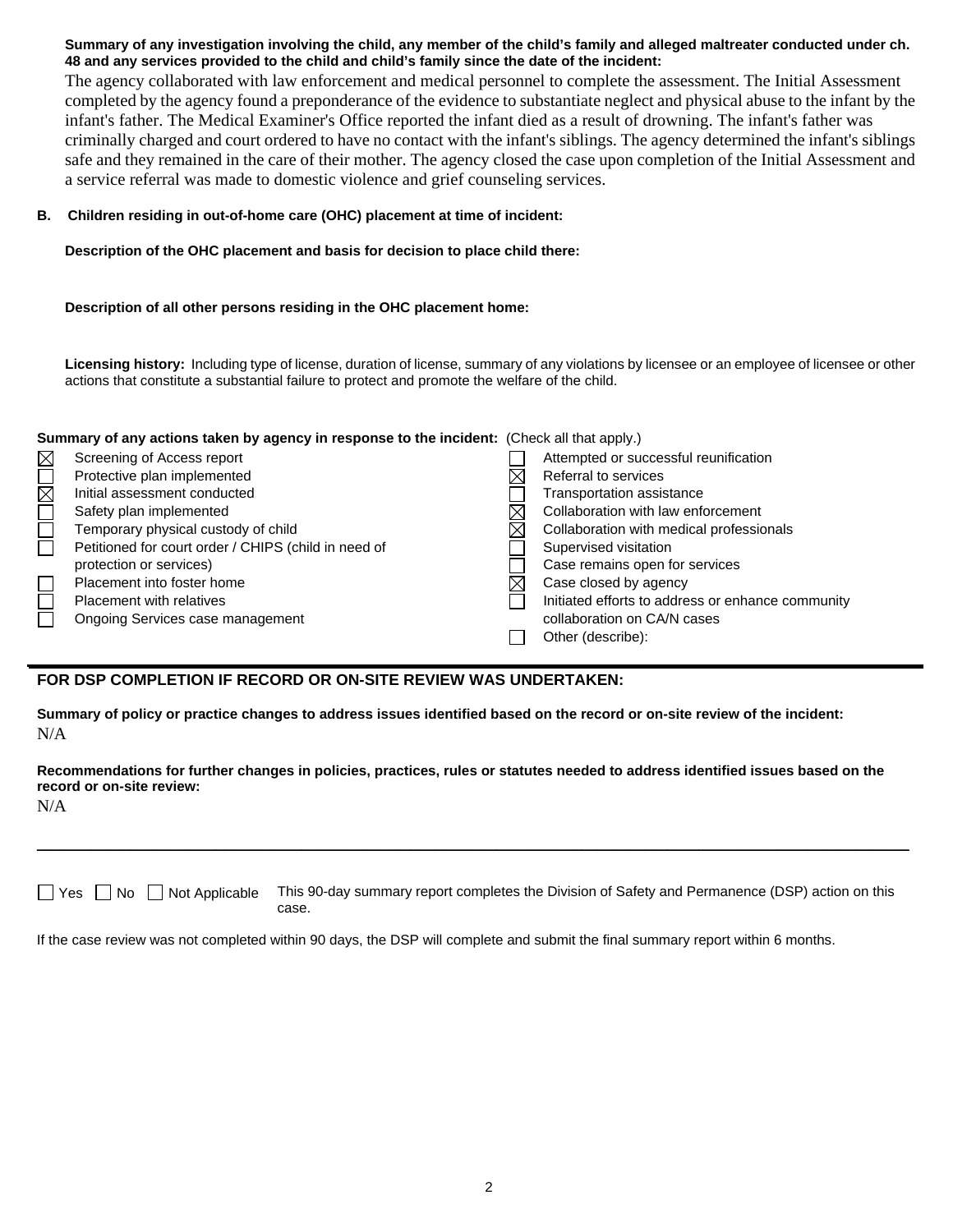**Summary of any investigation involving the child, any member of the child's family and alleged maltreater conducted under ch. 48 and any services provided to the child and child's family since the date of the incident:**

The agency collaborated with law enforcement and medical personnel to complete the assessment. The Initial Assessment completed by the agency found a preponderance of the evidence to substantiate neglect and physical abuse to the infant by the infant's father. The Medical Examiner's Office reported the infant died as a result of drowning. The infant's father was criminally charged and court ordered to have no contact with the infant's siblings. The agency determined the infant's siblings safe and they remained in the care of their mother. The agency closed the case upon completion of the Initial Assessment and a service referral was made to domestic violence and grief counseling services.

**B. Children residing in out-of-home care (OHC) placement at time of incident:**

**Description of the OHC placement and basis for decision to place child there:**

**Description of all other persons residing in the OHC placement home:**

**Licensing history:** Including type of license, duration of license, summary of any violations by licensee or an employee of licensee or other actions that constitute a substantial failure to protect and promote the welfare of the child.

**Summary of any actions taken by agency in response to the incident:** (Check all that apply.)

- ☒ Screening of Access report
- ☐ Protective plan implemented
- ☒ Initial assessment conducted
- ☐ Safety plan implemented
- ☐ Temporary physical custody of child
- ☐ Petitioned for court order / CHIPS (child in need of protection or services)
- ☐ Placement into foster home
- ☐ Placement with relatives
- ☐ Ongoing Services case management
- ☐ Attempted or successful reunification
- ☒ Referral to services
- ☐ Transportation assistance
- ☒ Collaboration with law enforcement
- ☒ Collaboration with medical professionals
- ☐ Supervised visitation
- ☐ Case remains open for services
- ☒ Case closed by agency
- ☐ Initiated efforts to address or enhance community collaboration on CA/N cases
- ☐ Other (describe):

## FOR DSP COMPLETION IF RECORD OR ON-SITE REVIEW WAS UNDERTAKEN:

**Summary of policy or practice changes to address issues identified based on the record or on-site review of the incident:**

N/A

**Recommendations for further changes in policies, practices, rules or statutes needed to address identified issues based on the record or on-site review:**

N/A

---

☐ Yes ☐ No ☐ Not Applicable This 90-day summary report completes the Division of Safety and Permanence (DSP) action on this case.

If the case review was not completed within 90 days, the DSP will complete and submit the final summary report within 6 months.